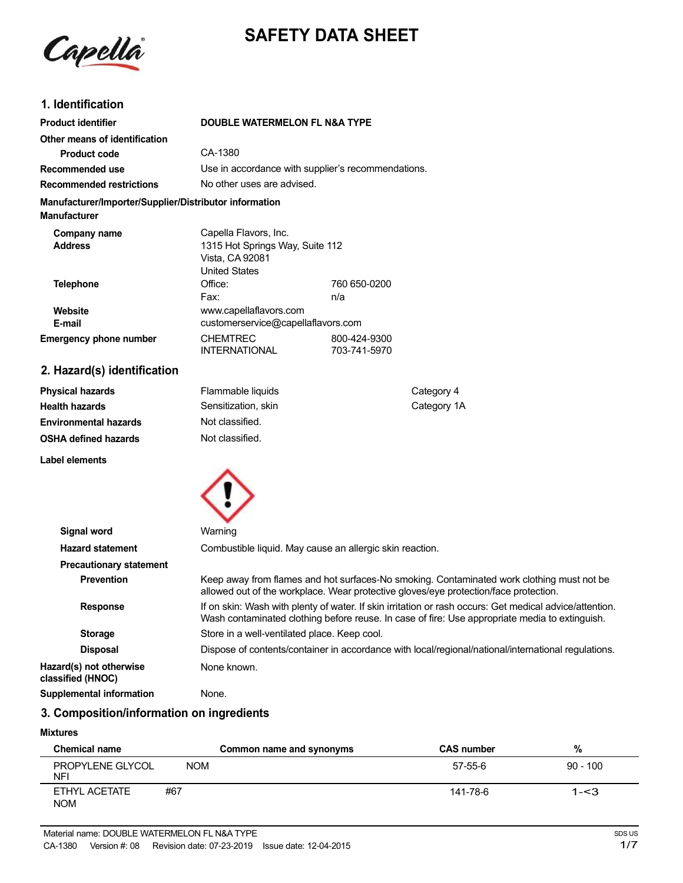# SAFETY DATA SHEET

## 1. Identification

| | |
|---|---|
| **Product identifier** | **DOUBLE WATERMELON FL N&A TYPE** |
| **Other means of identification** | |
| **Product code** | CA-1380 |
| **Recommended use** | Use in accordance with supplier's recommendations. |
| **Recommended restrictions** | No other uses are advised. |

**Manufacturer/Importer/Supplier/Distributor information**

**Manufacturer**

| | | |
|---|---|---|
| **Company name** | Capella Flavors, Inc. | |
| **Address** | 1315 Hot Springs Way, Suite 112<br>Vista, CA 92081<br>United States | |
| **Telephone** | Office: | 760 650-0200 |
| | Fax: | n/a |
| **Website** | www.capellaflavors.com | |
| **E-mail** | customerservice@capellaflavors.com | |
| **Emergency phone number** | CHEMTREC | 800-424-9300 |
| | INTERNATIONAL | 703-741-5970 |

## 2. Hazard(s) identification

| | | |
|---|---|---|
| **Physical hazards** | Flammable liquids | Category 4 |
| **Health hazards** | Sensitization, skin | Category 1A |
| **Environmental hazards** | Not classified. | |
| **OSHA defined hazards** | Not classified. | |

**Label elements**

| | |
|---|---|
| **Signal word** | Warning |
| **Hazard statement** | Combustible liquid. May cause an allergic skin reaction. |
| **Precautionary statement** | |
| **Prevention** | Keep away from flames and hot surfaces-No smoking. Contaminated work clothing must not be allowed out of the workplace. Wear protective gloves/eye protection/face protection. |
| **Response** | If on skin: Wash with plenty of water. If skin irritation or rash occurs: Get medical advice/attention. Wash contaminated clothing before reuse. In case of fire: Use appropriate media to extinguish. |
| **Storage** | Store in a well-ventilated place. Keep cool. |
| **Disposal** | Dispose of contents/container in accordance with local/regional/national/international regulations. |
| **Hazard(s) not otherwise classified (HNOC)** | None known. |
| **Supplemental information** | None. |

## 3. Composition/information on ingredients

**Mixtures**

| Chemical name | Common name and synonyms | CAS number | % |
|---|---|---|---|
| PROPYLENE GLYCOL NFI | NOM | 57-55-6 | 90 - 100 |
| ETHYL ACETATE NOM | #67 | 141-78-6 | 1-<3 |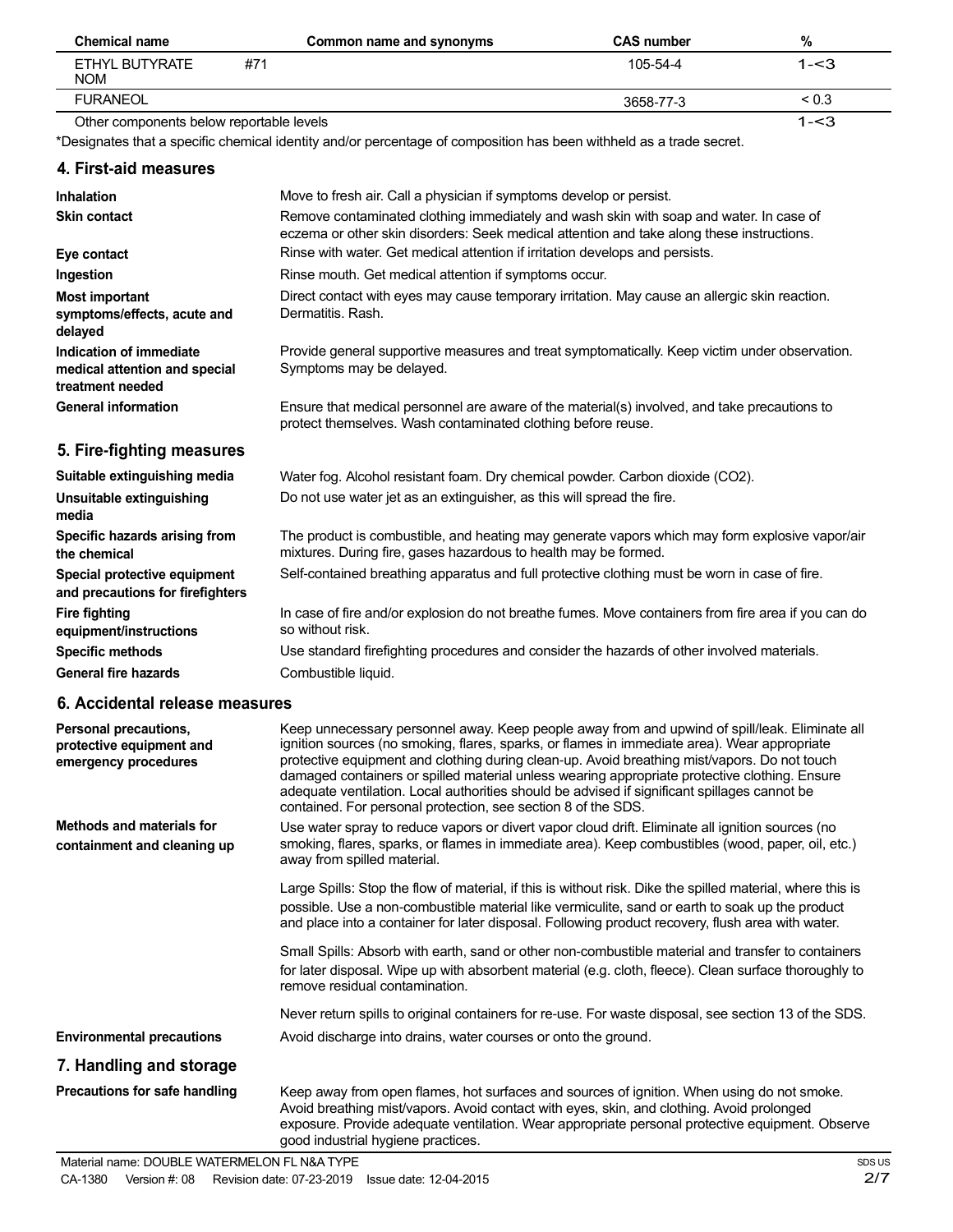| Chemical name | Common name and synonyms | CAS number | % |
| --- | --- | --- | --- |
| ETHYL BUTYRATE NOM | #71 | 105-54-4 | 1-<3 |
| FURANEOL | | 3658-77-3 | < 0.3 |
| Other components below reportable levels | | | 1-<3 |

*Designates that a specific chemical identity and/or percentage of composition has been withheld as a trade secret.

## 4. First-aid measures

**Inhalation**
Move to fresh air. Call a physician if symptoms develop or persist.

**Skin contact**
Remove contaminated clothing immediately and wash skin with soap and water. In case of eczema or other skin disorders: Seek medical attention and take along these instructions.

**Eye contact**
Rinse with water. Get medical attention if irritation develops and persists.

**Ingestion**
Rinse mouth. Get medical attention if symptoms occur.

**Most important symptoms/effects, acute and delayed**
Direct contact with eyes may cause temporary irritation. May cause an allergic skin reaction. Dermatitis. Rash.

**Indication of immediate medical attention and special treatment needed**
Provide general supportive measures and treat symptomatically. Keep victim under observation. Symptoms may be delayed.

**General information**
Ensure that medical personnel are aware of the material(s) involved, and take precautions to protect themselves. Wash contaminated clothing before reuse.

## 5. Fire-fighting measures

**Suitable extinguishing media**
Water fog. Alcohol resistant foam. Dry chemical powder. Carbon dioxide ($CO_2$).

**Unsuitable extinguishing media**
Do not use water jet as an extinguisher, as this will spread the fire.

**Specific hazards arising from the chemical**
The product is combustible, and heating may generate vapors which may form explosive vapor/air mixtures. During fire, gases hazardous to health may be formed.

**Special protective equipment and precautions for firefighters**
Self-contained breathing apparatus and full protective clothing must be worn in case of fire.

**Fire fighting equipment/instructions**
In case of fire and/or explosion do not breathe fumes. Move containers from fire area if you can do so without risk.

**Specific methods**
Use standard firefighting procedures and consider the hazards of other involved materials.

**General fire hazards**
Combustible liquid.

## 6. Accidental release measures

**Personal precautions, protective equipment and emergency procedures**
Keep unnecessary personnel away. Keep people away from and upwind of spill/leak. Eliminate all ignition sources (no smoking, flares, sparks, or flames in immediate area). Wear appropriate protective equipment and clothing during clean-up. Avoid breathing mist/vapors. Do not touch damaged containers or spilled material unless wearing appropriate protective clothing. Ensure adequate ventilation. Local authorities should be advised if significant spillages cannot be contained. For personal protection, see section 8 of the SDS.

**Methods and materials for containment and cleaning up**
Use water spray to reduce vapors or divert vapor cloud drift. Eliminate all ignition sources (no smoking, flares, sparks, or flames in immediate area). Keep combustibles (wood, paper, oil, etc.) away from spilled material.

Large Spills: Stop the flow of material, if this is without risk. Dike the spilled material, where this is possible. Use a non-combustible material like vermiculite, sand or earth to soak up the product and place into a container for later disposal. Following product recovery, flush area with water.

Small Spills: Absorb with earth, sand or other non-combustible material and transfer to containers for later disposal. Wipe up with absorbent material (e.g. cloth, fleece). Clean surface thoroughly to remove residual contamination.

Never return spills to original containers for re-use. For waste disposal, see section 13 of the SDS.

**Environmental precautions**
Avoid discharge into drains, water courses or onto the ground.

## 7. Handling and storage

**Precautions for safe handling**
Keep away from open flames, hot surfaces and sources of ignition. When using do not smoke. Avoid breathing mist/vapors. Avoid contact with eyes, skin, and clothing. Avoid prolonged exposure. Provide adequate ventilation. Wear appropriate personal protective equipment. Observe good industrial hygiene practices.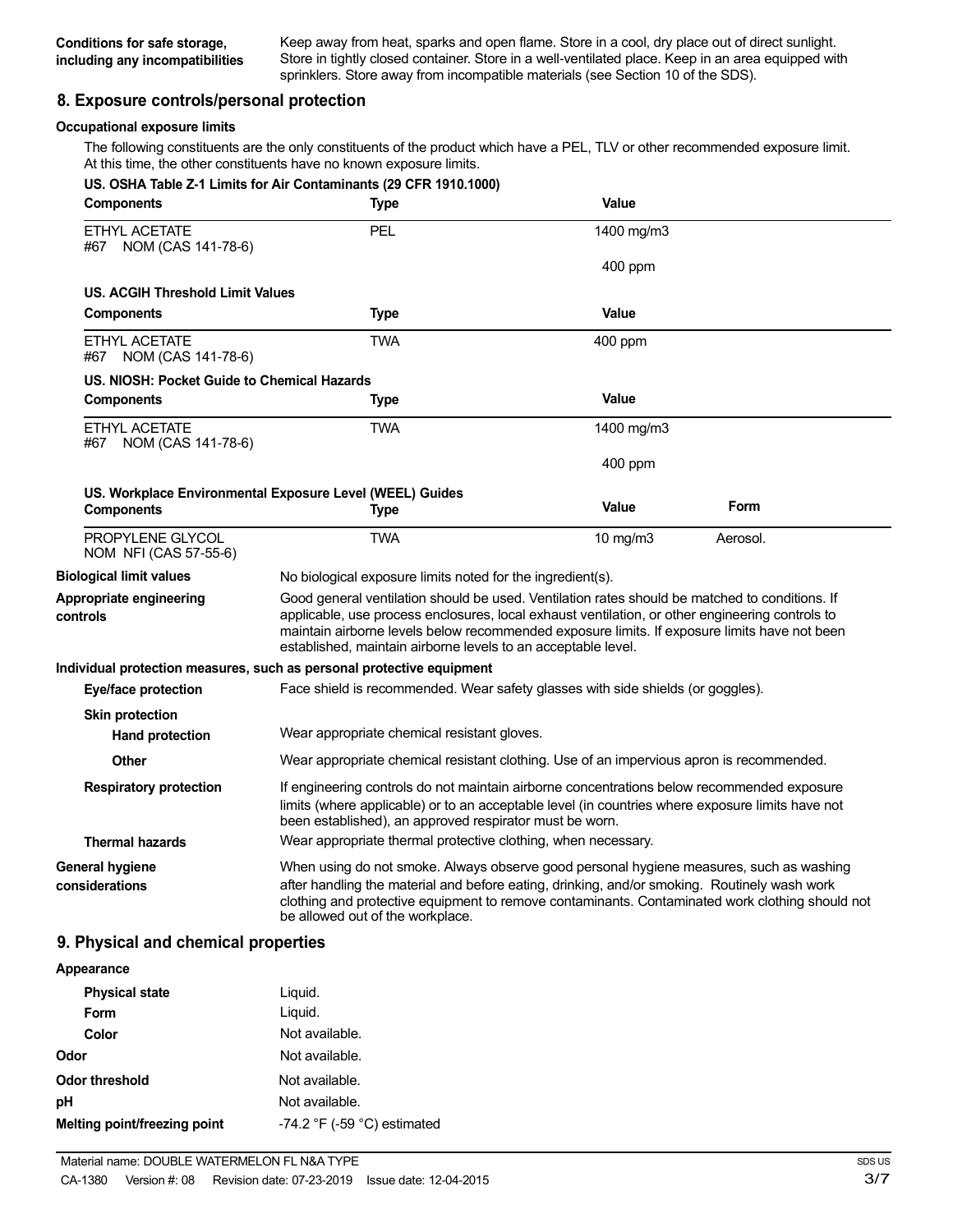| | |
|---|---|
| **Conditions for safe storage, including any incompatibilities** | Keep away from heat, sparks and open flame. Store in a cool, dry place out of direct sunlight. Store in tightly closed container. Store in a well-ventilated place. Keep in an area equipped with sprinklers. Store away from incompatible materials (see Section 10 of the SDS). |

## 8. Exposure controls/personal protection

### Occupational exposure limits

The following constituents are the only constituents of the product which have a PEL, TLV or other recommended exposure limit. At this time, the other constituents have no known exposure limits.

**US. OSHA Table Z-1 Limits for Air Contaminants (29 CFR 1910.1000)**

| Components | Type | Value |
|---|---|---|
| ETHYL ACETATE #67 NOM (CAS 141-78-6) | PEL | 1400 mg/m3 |
| | | 400 ppm |

**US. ACGIH Threshold Limit Values**

| Components | Type | Value |
|---|---|---|
| ETHYL ACETATE #67 NOM (CAS 141-78-6) | TWA | 400 ppm |

**US. NIOSH: Pocket Guide to Chemical Hazards**

| Components | Type | Value |
|---|---|---|
| ETHYL ACETATE #67 NOM (CAS 141-78-6) | TWA | 1400 mg/m3 |
| | | 400 ppm |

**US. Workplace Environmental Exposure Level (WEEL) Guides**

| Components | Type | Value | Form |
|---|---|---|---|
| PROPYLENE GLYCOL NOM NFI (CAS 57-55-6) | TWA | 10 mg/m3 | Aerosol. |

| | |
|---|---|
| **Biological limit values** | No biological exposure limits noted for the ingredient(s). |
| **Appropriate engineering controls** | Good general ventilation should be used. Ventilation rates should be matched to conditions. If applicable, use process enclosures, local exhaust ventilation, or other engineering controls to maintain airborne levels below recommended exposure limits. If exposure limits have not been established, maintain airborne levels to an acceptable level. |

**Individual protection measures, such as personal protective equipment**

| | |
|---|---|
| **Eye/face protection** | Face shield is recommended. Wear safety glasses with side shields (or goggles). |
| **Skin protection** | |
| **Hand protection** | Wear appropriate chemical resistant gloves. |
| **Other** | Wear appropriate chemical resistant clothing. Use of an impervious apron is recommended. |
| **Respiratory protection** | If engineering controls do not maintain airborne concentrations below recommended exposure limits (where applicable) or to an acceptable level (in countries where exposure limits have not been established), an approved respirator must be worn. |
| **Thermal hazards** | Wear appropriate thermal protective clothing, when necessary. |
| **General hygiene considerations** | When using do not smoke. Always observe good personal hygiene measures, such as washing after handling the material and before eating, drinking, and/or smoking. Routinely wash work clothing and protective equipment to remove contaminants. Contaminated work clothing should not be allowed out of the workplace. |

## 9. Physical and chemical properties

| | |
|---|---|
| **Appearance** | |
| **Physical state** | Liquid. |
| **Form** | Liquid. |
| **Color** | Not available. |
| **Odor** | Not available. |
| **Odor threshold** | Not available. |
| **pH** | Not available. |
| **Melting point/freezing point** | -74.2 °F (-59 °C) estimated |

Material name: DOUBLE WATERMELON FL N&A TYPE

CA-1380 Version #: 08 Revision date: 07-23-2019 Issue date: 12-04-2015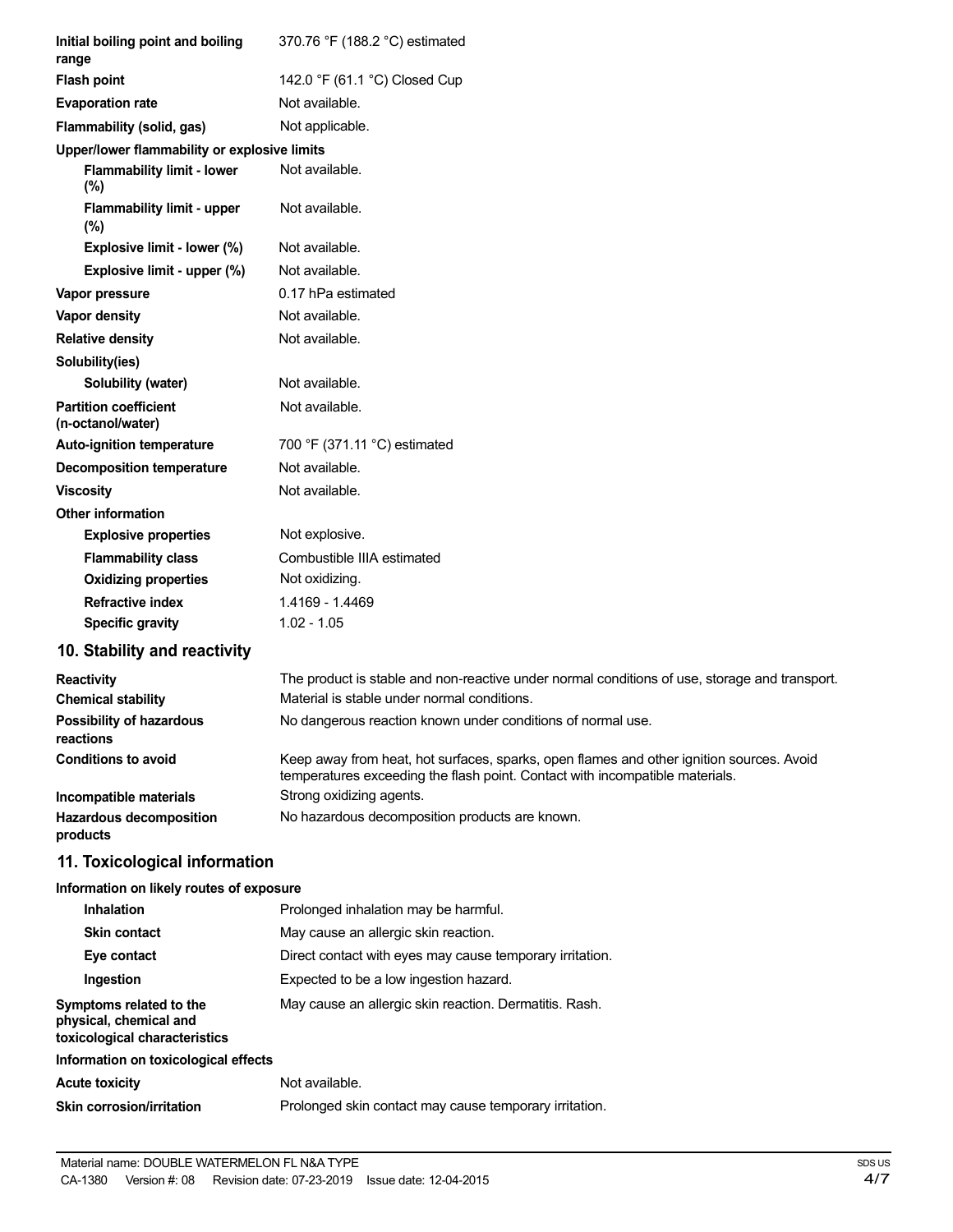| | |
|---|---|
| **Initial boiling point and boiling range** | 370.76 °F (188.2 °C) estimated |
| **Flash point** | 142.0 °F (61.1 °C) Closed Cup |
| **Evaporation rate** | Not available. |
| **Flammability (solid, gas)** | Not applicable. |
| **Upper/lower flammability or explosive limits** | |
| **Flammability limit - lower (%)** | Not available. |
| **Flammability limit - upper (%)** | Not available. |
| **Explosive limit - lower (%)** | Not available. |
| **Explosive limit - upper (%)** | Not available. |
| **Vapor pressure** | 0.17 hPa estimated |
| **Vapor density** | Not available. |
| **Relative density** | Not available. |
| **Solubility(ies)** | |
| **Solubility (water)** | Not available. |
| **Partition coefficient (n-octanol/water)** | Not available. |
| **Auto-ignition temperature** | 700 °F (371.11 °C) estimated |
| **Decomposition temperature** | Not available. |
| **Viscosity** | Not available. |
| **Other information** | |
| **Explosive properties** | Not explosive. |
| **Flammability class** | Combustible IIIA estimated |
| **Oxidizing properties** | Not oxidizing. |
| **Refractive index** | 1.4169 - 1.4469 |
| **Specific gravity** | 1.02 - 1.05 |

## 10. Stability and reactivity

| | |
|---|---|
| **Reactivity** | The product is stable and non-reactive under normal conditions of use, storage and transport. |
| **Chemical stability** | Material is stable under normal conditions. |
| **Possibility of hazardous reactions** | No dangerous reaction known under conditions of normal use. |
| **Conditions to avoid** | Keep away from heat, hot surfaces, sparks, open flames and other ignition sources. Avoid temperatures exceeding the flash point. Contact with incompatible materials. |
| **Incompatible materials** | Strong oxidizing agents. |
| **Hazardous decomposition products** | No hazardous decomposition products are known. |

## 11. Toxicological information

| | |
|---|---|
| **Information on likely routes of exposure** | |
| **Inhalation** | Prolonged inhalation may be harmful. |
| **Skin contact** | May cause an allergic skin reaction. |
| **Eye contact** | Direct contact with eyes may cause temporary irritation. |
| **Ingestion** | Expected to be a low ingestion hazard. |
| **Symptoms related to the physical, chemical and toxicological characteristics** | May cause an allergic skin reaction. Dermatitis. Rash. |
| **Information on toxicological effects** | |
| **Acute toxicity** | Not available. |
| **Skin corrosion/irritation** | Prolonged skin contact may cause temporary irritation. |

Material name: DOUBLE WATERMELON FL N&A TYPE

CA-1380 Version #: 08 Revision date: 07-23-2019 Issue date: 12-04-2015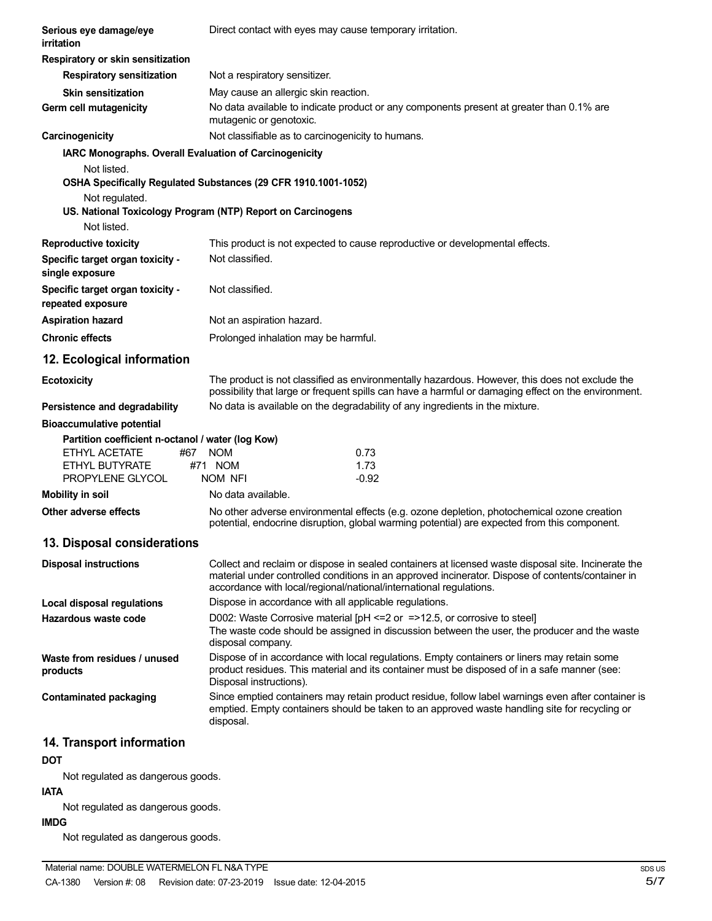| | |
|---|---|
| **Serious eye damage/eye irritation** | Direct contact with eyes may cause temporary irritation. |

**Respiratory or skin sensitization**

| | |
|---|---|
| **Respiratory sensitization** | Not a respiratory sensitizer. |
| **Skin sensitization** | May cause an allergic skin reaction. |
| **Germ cell mutagenicity** | No data available to indicate product or any components present at greater than 0.1% are mutagenic or genotoxic. |
| **Carcinogenicity** | Not classifiable as to carcinogenicity to humans. |

**IARC Monographs. Overall Evaluation of Carcinogenicity**

Not listed.

**OSHA Specifically Regulated Substances (29 CFR 1910.1001-1052)**

Not regulated.

**US. National Toxicology Program (NTP) Report on Carcinogens**

Not listed.

| | |
|---|---|
| **Reproductive toxicity** | This product is not expected to cause reproductive or developmental effects. |
| **Specific target organ toxicity - single exposure** | Not classified. |
| **Specific target organ toxicity - repeated exposure** | Not classified. |
| **Aspiration hazard** | Not an aspiration hazard. |
| **Chronic effects** | Prolonged inhalation may be harmful. |

## 12. Ecological information

| | |
|---|---|
| **Ecotoxicity** | The product is not classified as environmentally hazardous. However, this does not exclude the possibility that large or frequent spills can have a harmful or damaging effect on the environment. |
| **Persistence and degradability** | No data is available on the degradability of any ingredients in the mixture. |

**Bioaccumulative potential**

**Partition coefficient n-octanol / water (log Kow)**

| | |
|---|---|
| ETHYL ACETATE #67 NOM | 0.73 |
| ETHYL BUTYRATE #71 NOM | 1.73 |
| PROPYLENE GLYCOL NOM NFI | -0.92 |

| | |
|---|---|
| **Mobility in soil** | No data available. |
| **Other adverse effects** | No other adverse environmental effects (e.g. ozone depletion, photochemical ozone creation potential, endocrine disruption, global warming potential) are expected from this component. |

## 13. Disposal considerations

| | |
|---|---|
| **Disposal instructions** | Collect and reclaim or dispose in sealed containers at licensed waste disposal site. Incinerate the material under controlled conditions in an approved incinerator. Dispose of contents/container in accordance with local/regional/national/international regulations. |
| **Local disposal regulations** | Dispose in accordance with all applicable regulations. |
| **Hazardous waste code** | D002: Waste Corrosive material [pH <=2 or =>12.5, or corrosive to steel]<br>The waste code should be assigned in discussion between the user, the producer and the waste disposal company. |
| **Waste from residues / unused products** | Dispose of in accordance with local regulations. Empty containers or liners may retain some product residues. This material and its container must be disposed of in a safe manner (see: Disposal instructions). |
| **Contaminated packaging** | Since emptied containers may retain product residue, follow label warnings even after container is emptied. Empty containers should be taken to an approved waste handling site for recycling or disposal. |

## 14. Transport information

**DOT**

Not regulated as dangerous goods.

**IATA**

Not regulated as dangerous goods.

**IMDG**

Not regulated as dangerous goods.

Material name: DOUBLE WATERMELON FL N&A TYPE

CA-1380 Version #: 08 Revision date: 07-23-2019 Issue date: 12-04-2015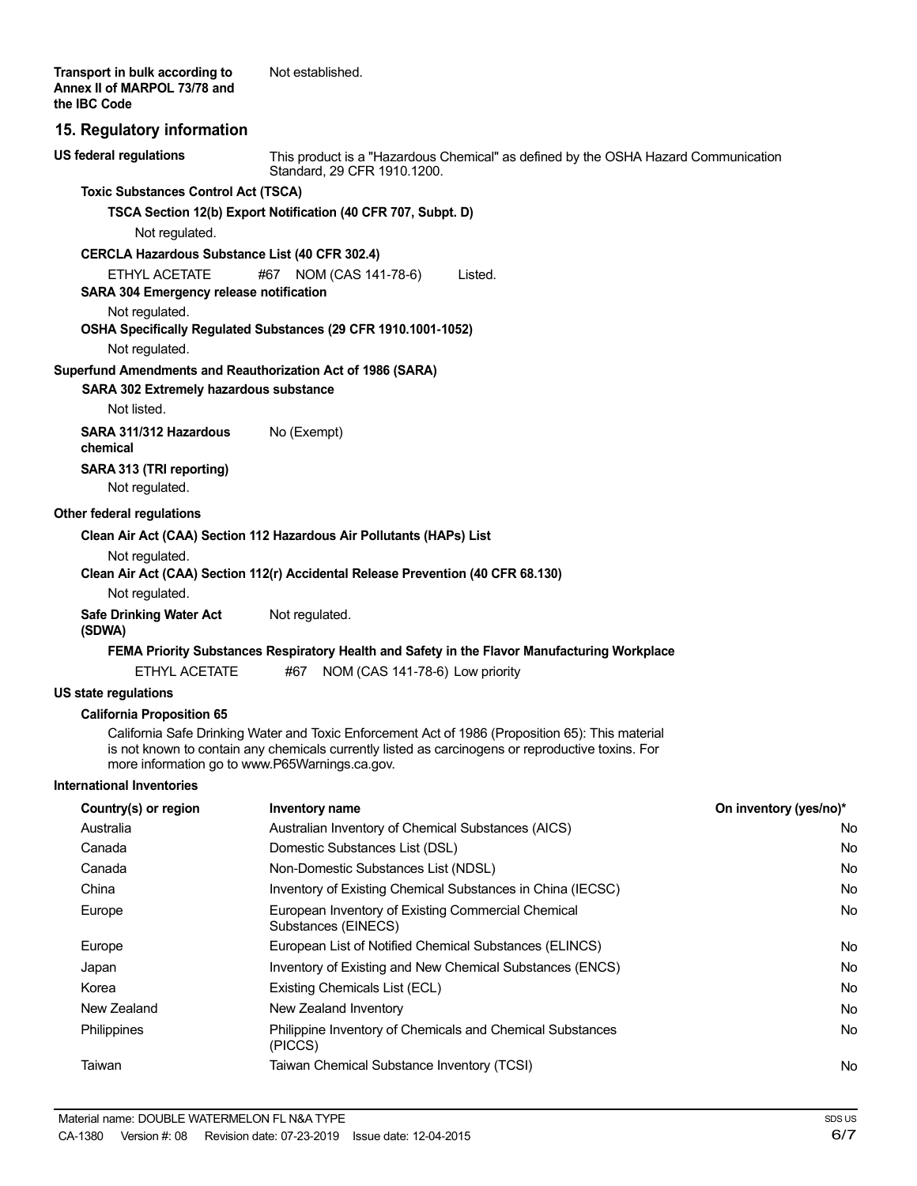**Transport in bulk according to Annex II of MARPOL 73/78 and the IBC Code** Not established.

## 15. Regulatory information

**US federal regulations** This product is a "Hazardous Chemical" as defined by the OSHA Hazard Communication Standard, 29 CFR 1910.1200.

**Toxic Substances Control Act (TSCA)**

**TSCA Section 12(b) Export Notification (40 CFR 707, Subpt. D)**

Not regulated.

**CERCLA Hazardous Substance List (40 CFR 302.4)**

ETHYL ACETATE #67 NOM (CAS 141-78-6) Listed.

**SARA 304 Emergency release notification**

Not regulated.

**OSHA Specifically Regulated Substances (29 CFR 1910.1001-1052)**

Not regulated.

**Superfund Amendments and Reauthorization Act of 1986 (SARA)**

**SARA 302 Extremely hazardous substance**

Not listed.

**SARA 311/312 Hazardous chemical** No (Exempt)

**SARA 313 (TRI reporting)**

Not regulated.

**Other federal regulations**

**Clean Air Act (CAA) Section 112 Hazardous Air Pollutants (HAPs) List**

Not regulated.

**Clean Air Act (CAA) Section 112(r) Accidental Release Prevention (40 CFR 68.130)**

Not regulated.

**Safe Drinking Water Act (SDWA)** Not regulated.

**FEMA Priority Substances Respiratory Health and Safety in the Flavor Manufacturing Workplace**

ETHYL ACETATE #67 NOM (CAS 141-78-6) Low priority

**US state regulations**

**California Proposition 65**

California Safe Drinking Water and Toxic Enforcement Act of 1986 (Proposition 65): This material is not known to contain any chemicals currently listed as carcinogens or reproductive toxins. For more information go to www.P65Warnings.ca.gov.

**International Inventories**

| Country(s) or region | Inventory name | On inventory (yes/no)* |
|---|---|---|
| Australia | Australian Inventory of Chemical Substances (AICS) | No |
| Canada | Domestic Substances List (DSL) | No |
| Canada | Non-Domestic Substances List (NDSL) | No |
| China | Inventory of Existing Chemical Substances in China (IECSC) | No |
| Europe | European Inventory of Existing Commercial Chemical Substances (EINECS) | No |
| Europe | European List of Notified Chemical Substances (ELINCS) | No |
| Japan | Inventory of Existing and New Chemical Substances (ENCS) | No |
| Korea | Existing Chemicals List (ECL) | No |
| New Zealand | New Zealand Inventory | No |
| Philippines | Philippine Inventory of Chemicals and Chemical Substances (PICCS) | No |
| Taiwan | Taiwan Chemical Substance Inventory (TCSI) | No |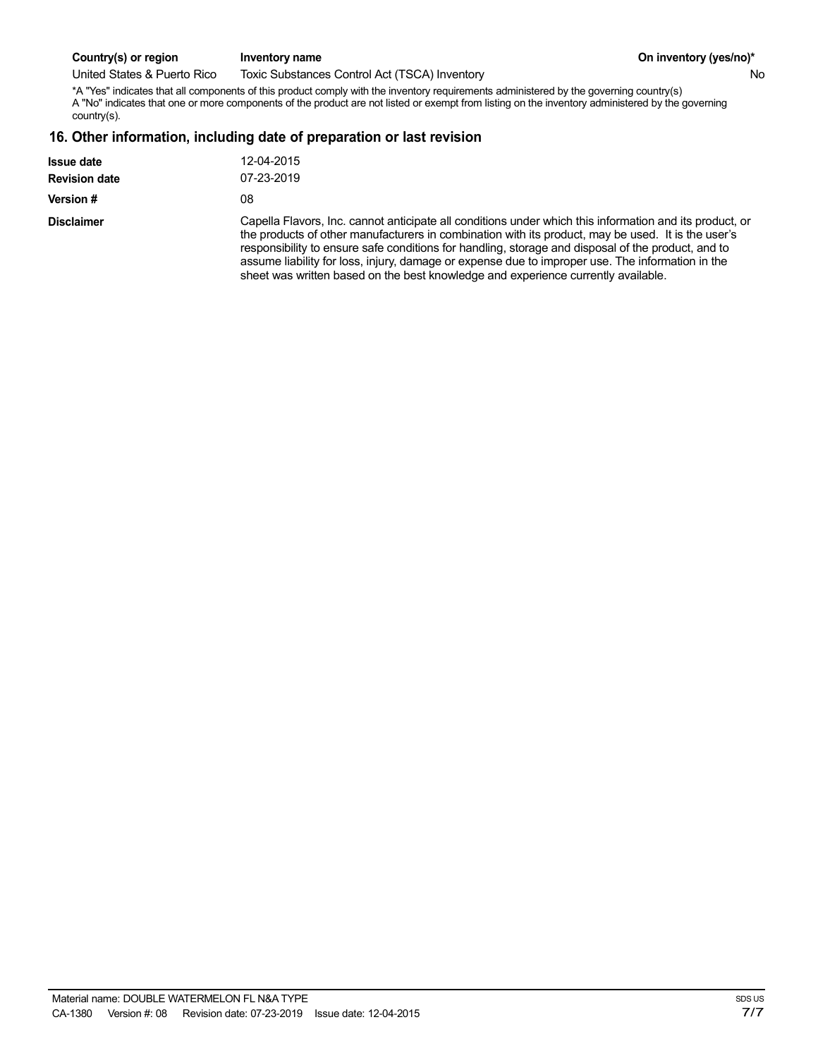| Country(s) or region | Inventory name | On inventory (yes/no)* |
| --- | --- | --- |
| United States & Puerto Rico | Toxic Substances Control Act (TSCA) Inventory | No |

*A "Yes" indicates that all components of this product comply with the inventory requirements administered by the governing country(s)
A "No" indicates that one or more components of the product are not listed or exempt from listing on the inventory administered by the governing country(s).

## 16. Other information, including date of preparation or last revision

| | |
| --- | --- |
| **Issue date** | 12-04-2015 |
| **Revision date** | 07-23-2019 |
| **Version #** | 08 |
| **Disclaimer** | Capella Flavors, Inc. cannot anticipate all conditions under which this information and its product, or the products of other manufacturers in combination with its product, may be used. It is the user's responsibility to ensure safe conditions for handling, storage and disposal of the product, and to assume liability for loss, injury, damage or expense due to improper use. The information in the sheet was written based on the best knowledge and experience currently available. |